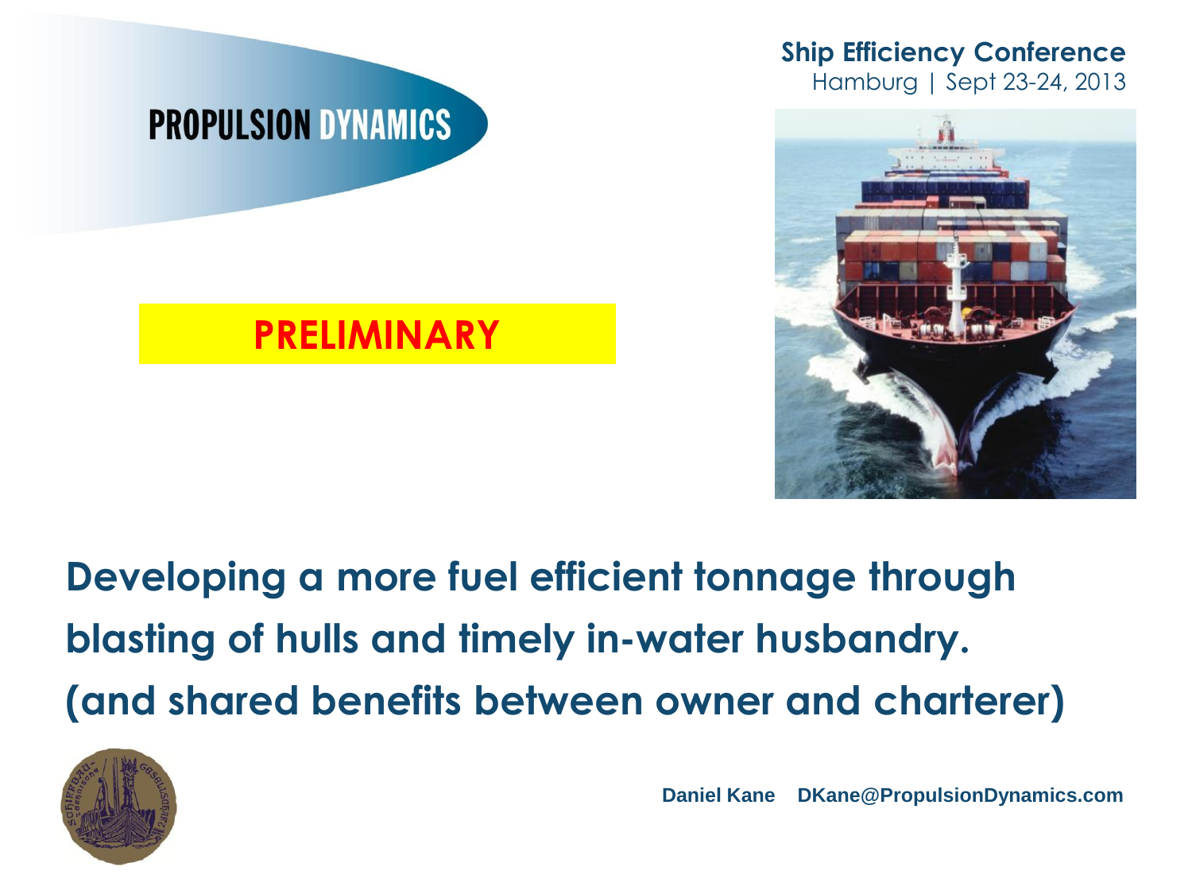PROPULSION DYNAMICS

**Ship Efficiency Conference**
Hamburg | Sept 23-24, 2013

**PRELIMINARY**

# Developing a more fuel efficient tonnage through blasting of hulls and timely in-water husbandry. (and shared benefits between owner and charterer)

**Daniel Kane** **DKane@PropulsionDynamics.com**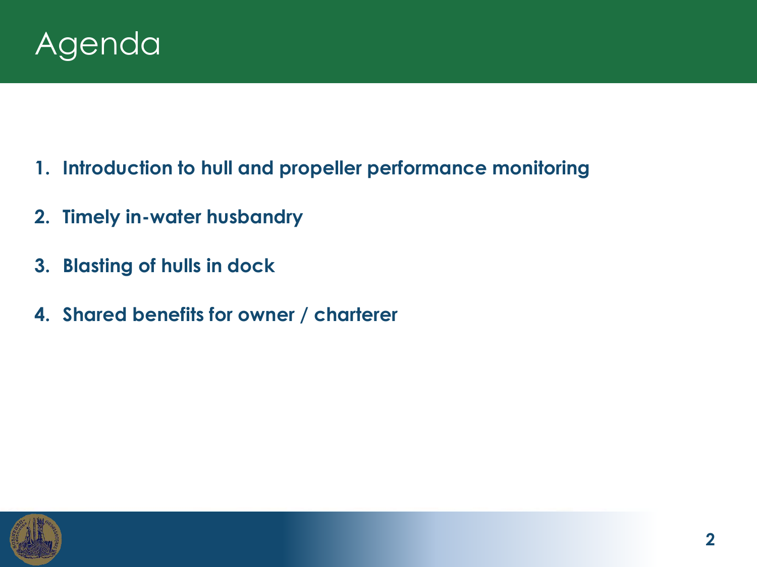# Agenda

1. **Introduction to hull and propeller performance monitoring**
2. **Timely in-water husbandry**
3. **Blasting of hulls in dock**
4. **Shared benefits for owner / charterer**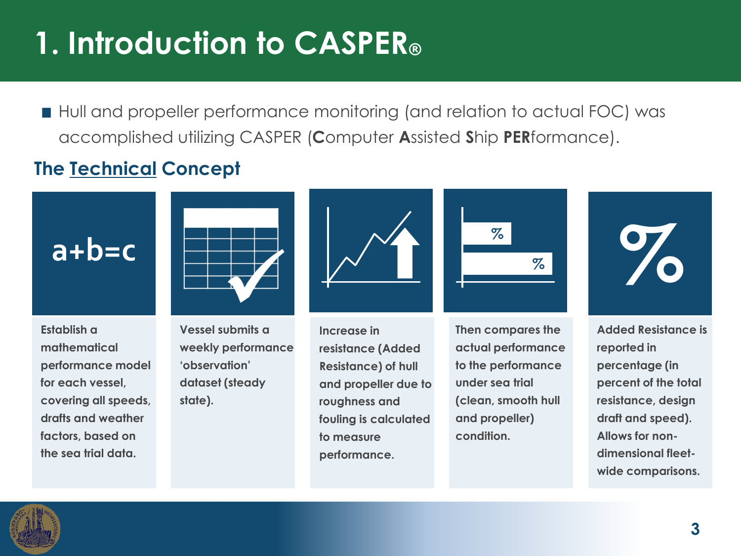# 1. Introduction to CASPER®

- Hull and propeller performance monitoring (and relation to actual FOC) was accomplished utilizing CASPER (**C**omputer **A**ssisted **S**hip **PER**formance).

## The Technical Concept

a+b=c

**Establish a mathematical performance model for each vessel, covering all speeds, drafts and weather factors, based on the sea trial data.**

**Vessel submits a weekly performance 'observation' dataset (steady state).**

**Increase in resistance (Added Resistance) of hull and propeller due to roughness and fouling is calculated to measure performance.**

**Then compares the actual performance to the performance under sea trial (clean, smooth hull and propeller) condition.**

**Added Resistance is reported in percentage (in percent of the total resistance, design draft and speed). Allows for non-dimensional fleet-wide comparisons.**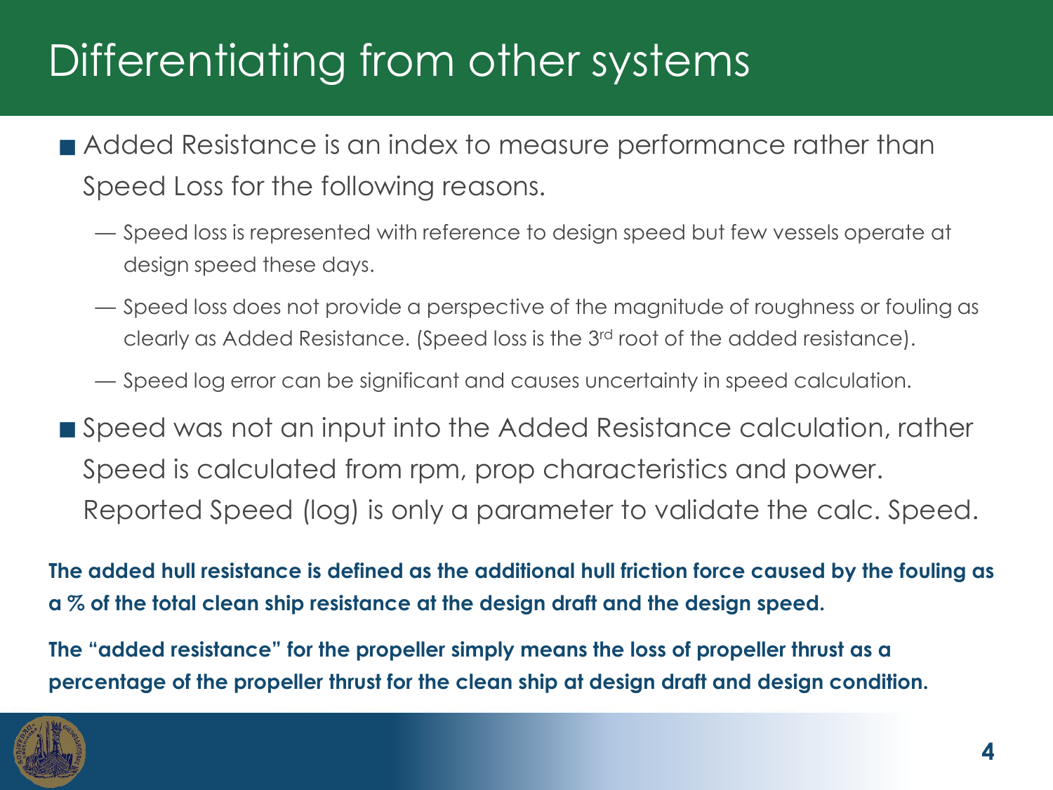# Differentiating from other systems

- Added Resistance is an index to measure performance rather than Speed Loss for the following reasons.
  - Speed loss is represented with reference to design speed but few vessels operate at design speed these days.
  - Speed loss does not provide a perspective of the magnitude of roughness or fouling as clearly as Added Resistance. (Speed loss is the 3rd root of the added resistance).
  - Speed log error can be significant and causes uncertainty in speed calculation.
- Speed was not an input into the Added Resistance calculation, rather Speed is calculated from rpm, prop characteristics and power. Reported Speed (log) is only a parameter to validate the calc. Speed.

**The added hull resistance is defined as the additional hull friction force caused by the fouling as a % of the total clean ship resistance at the design draft and the design speed.**

**The "added resistance" for the propeller simply means the loss of propeller thrust as a percentage of the propeller thrust for the clean ship at design draft and design condition.**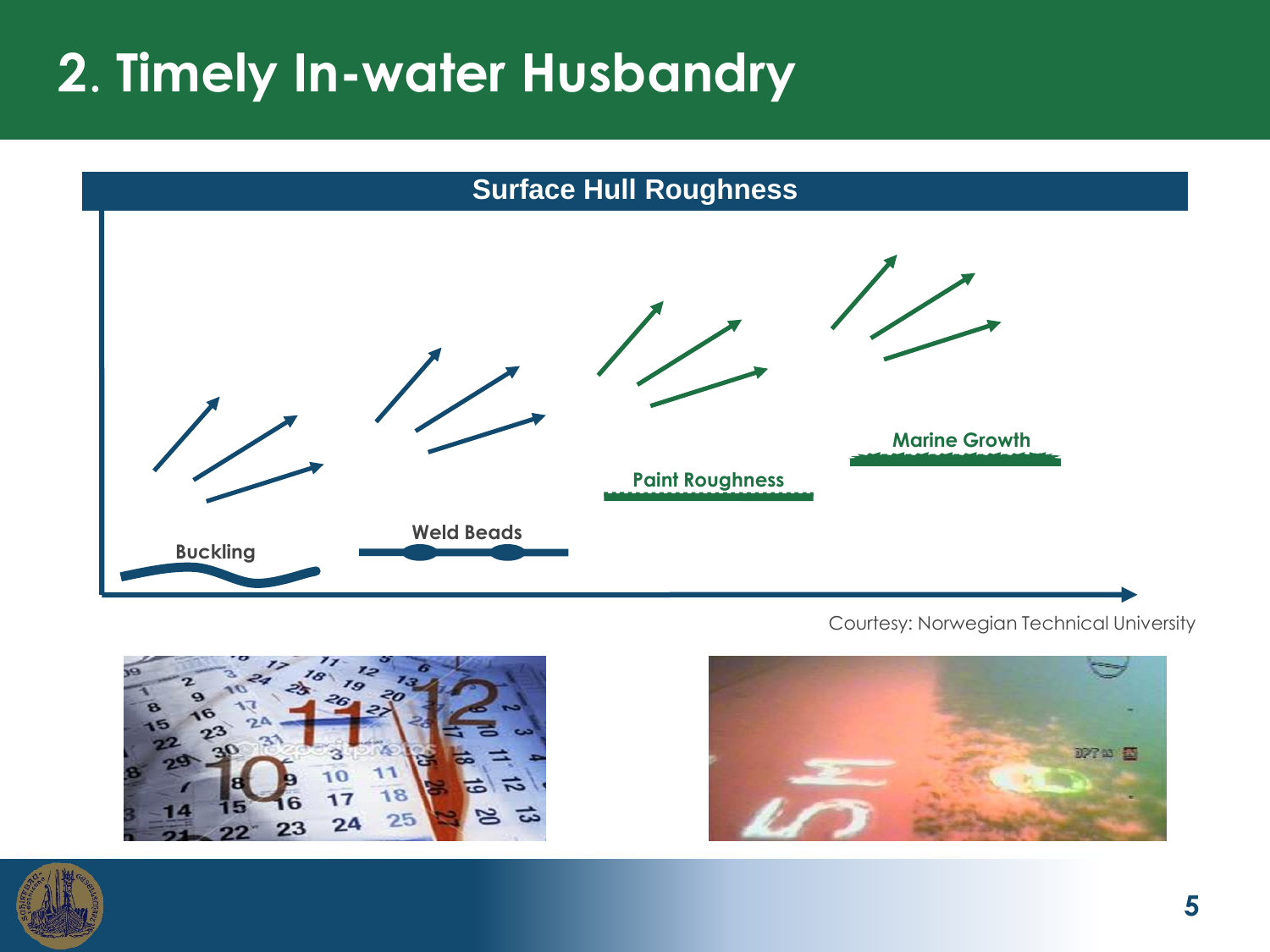# 2. Timely In-water Husbandry

**Surface Hull Roughness**

Buckling

Weld Beads

Paint Roughness

Marine Growth

Courtesy: Norwegian Technical University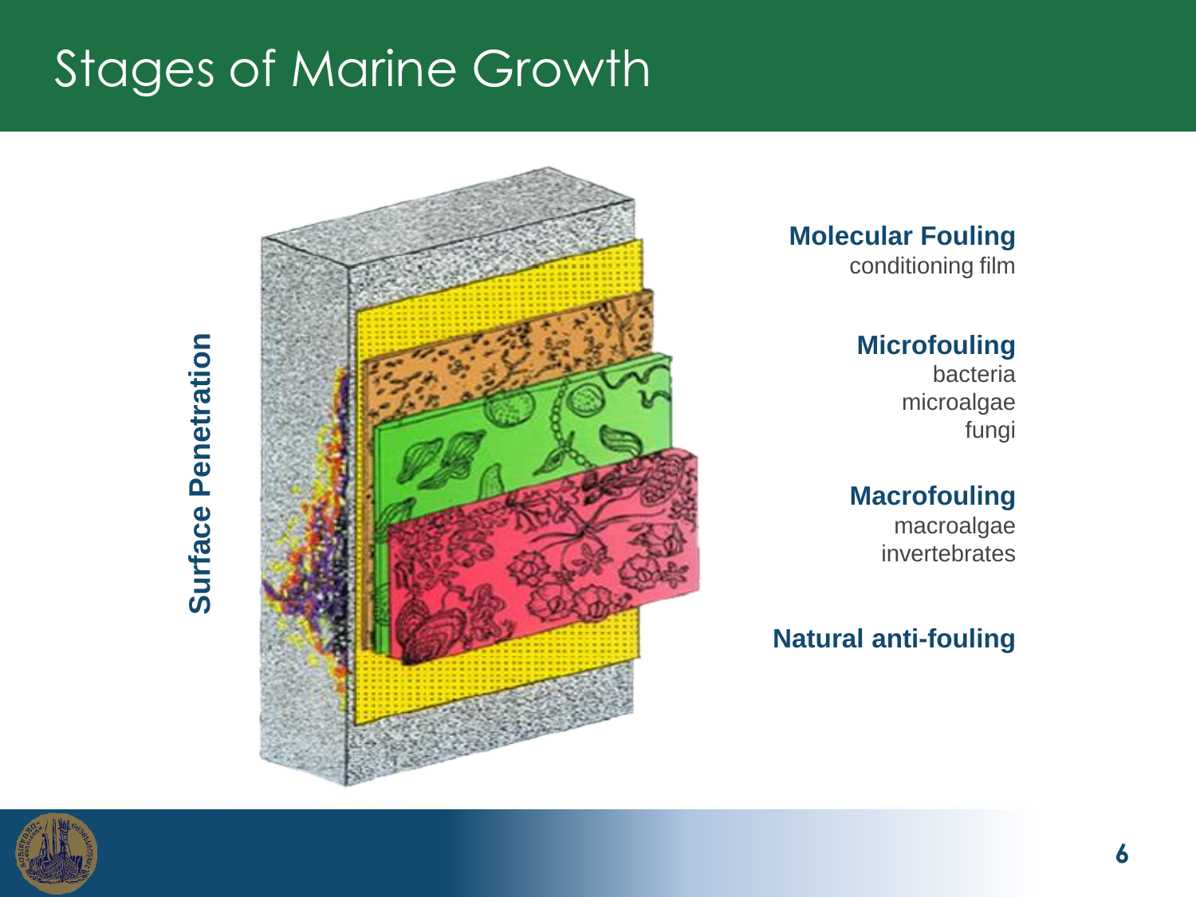# Stages of Marine Growth

**Surface Penetration**

**Molecular Fouling**
conditioning film

**Microfouling**
bacteria
microalgae
fungi

**Macrofouling**
macroalgae
invertebrates

**Natural anti-fouling**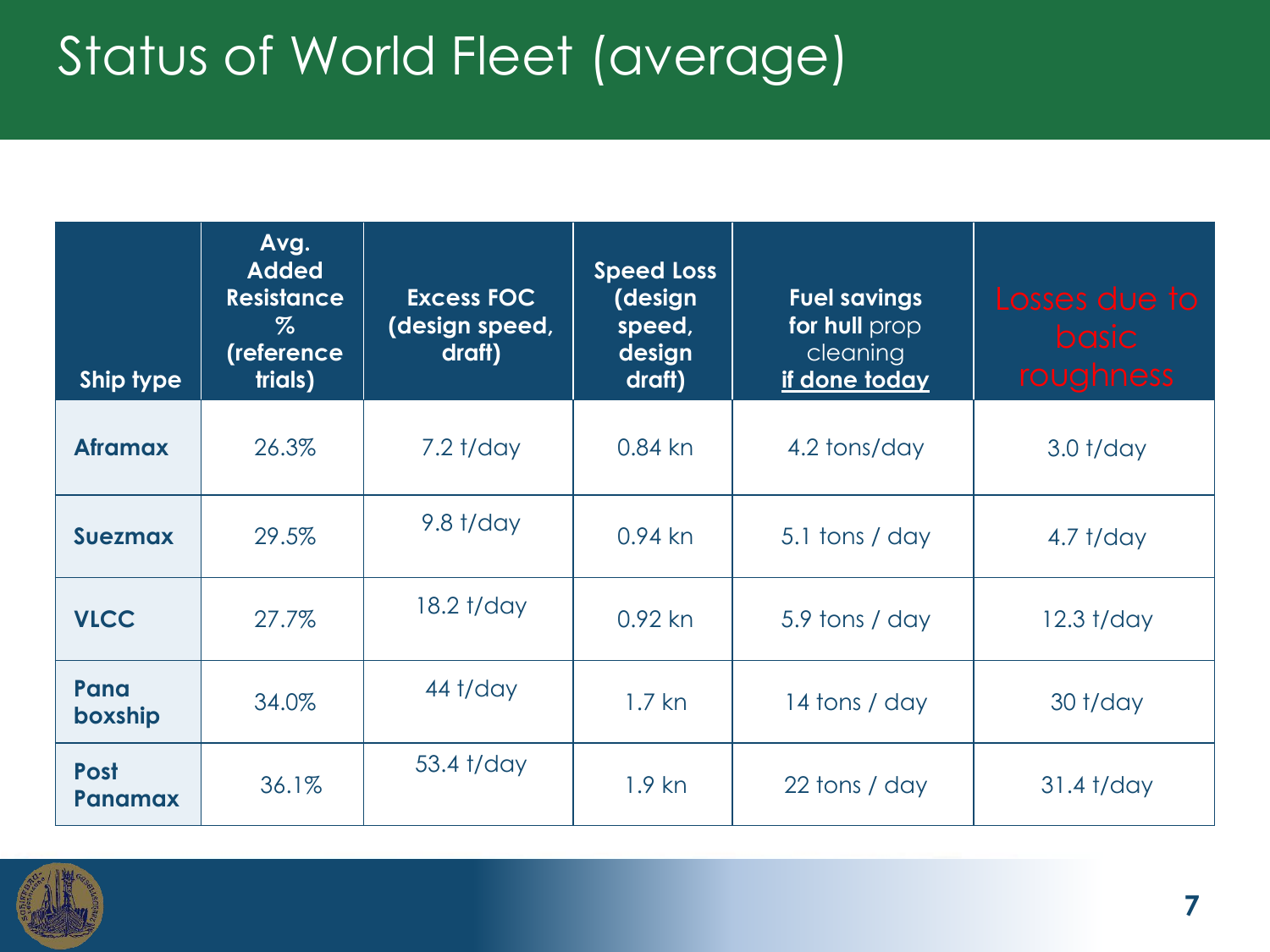# Status of World Fleet (average)

| Ship type | Avg. Added Resistance % (reference trials) | Excess FOC (design speed, draft) | Speed Loss (design speed, design draft) | Fuel savings for hull prop cleaning if done today | Losses due to basic roughness |
|---|---|---|---|---|---|
| **Aframax** | 26.3% | 7.2 t/day | 0.84 kn | 4.2 tons/day | 3.0 t/day |
| **Suezmax** | 29.5% | 9.8 t/day | 0.94 kn | 5.1 tons / day | 4.7 t/day |
| **VLCC** | 27.7% | 18.2 t/day | 0.92 kn | 5.9 tons / day | 12.3 t/day |
| **Pana boxship** | 34.0% | 44 t/day | 1.7 kn | 14 tons / day | 30 t/day |
| **Post Panamax** | 36.1% | 53.4 t/day | 1.9 kn | 22 tons / day | 31.4 t/day |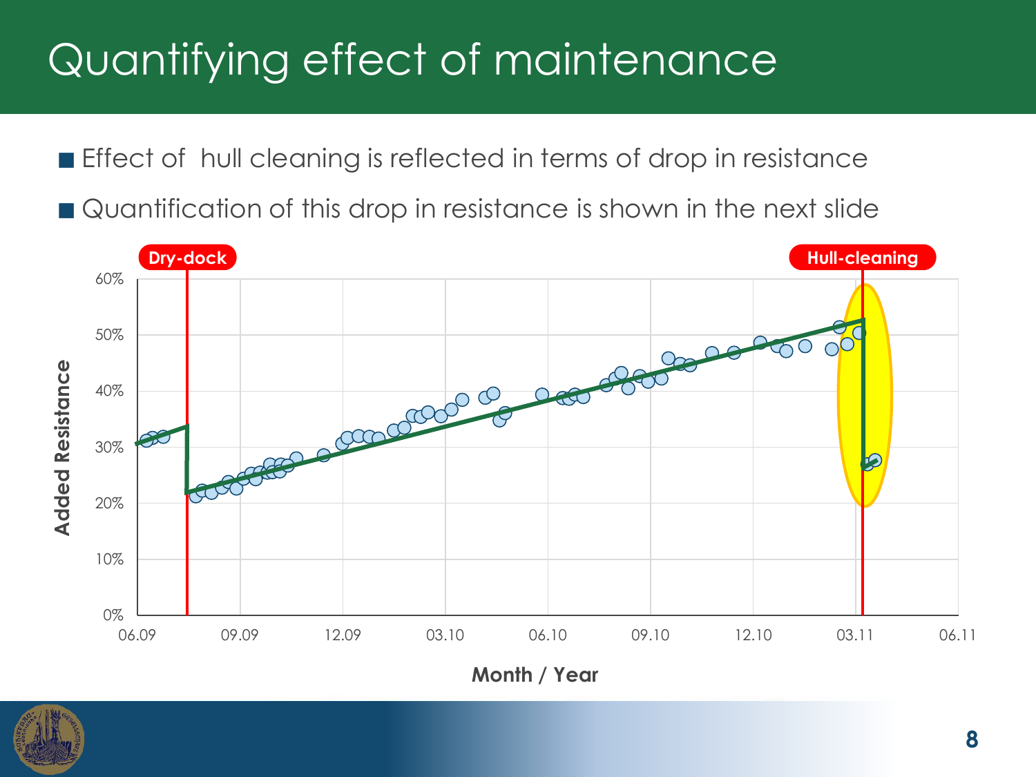# Quantifying effect of maintenance

- Effect of hull cleaning is reflected in terms of drop in resistance
- Quantification of this drop in resistance is shown in the next slide

Dry-dock

Hull-cleaning

Added Resistance

60%
50%
40%
30%
20%
10%
0%

06.09 09.09 12.09 03.10 06.10 09.10 12.10 03.11 06.11

Month / Year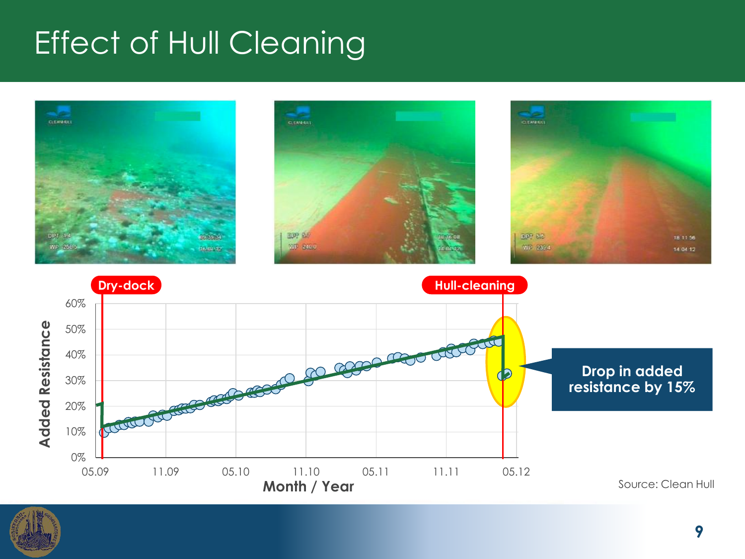# Effect of Hull Cleaning

Dry-dock

Hull-cleaning

Added Resistance

60%
50%
40%
30%
20%
10%
0%

05.09 11.09 05.10 11.10 05.11 11.11 05.12

Month / Year

**Drop in added resistance by 15%**

Source: Clean Hull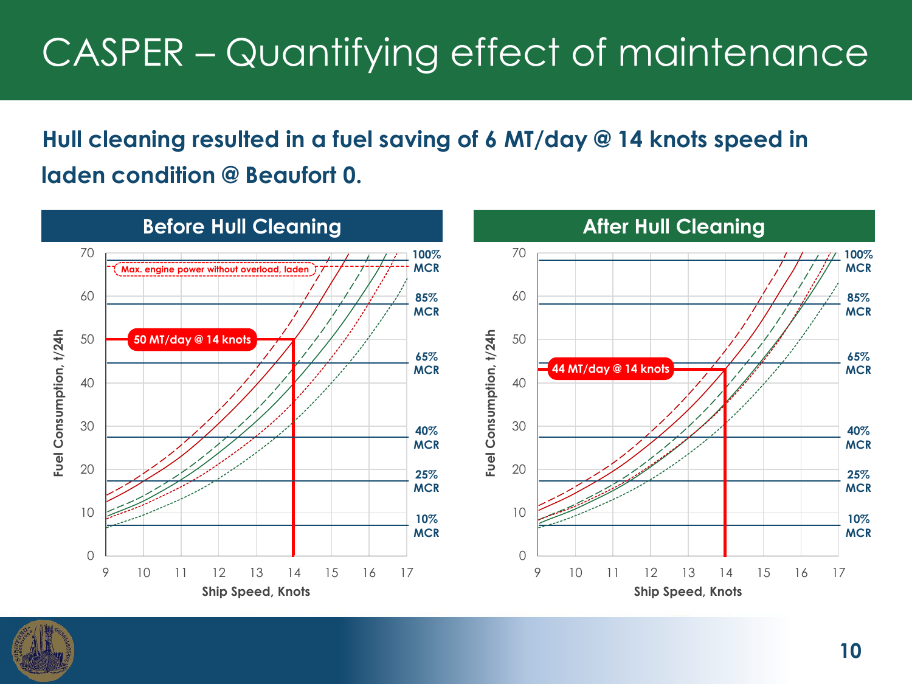# CASPER – Quantifying effect of maintenance

**Hull cleaning resulted in a fuel saving of 6 MT/day @ 14 knots speed in laden condition @ Beaufort 0.**

## Before Hull Cleaning

Max. engine power without overload, laden

50 MT/day @ 14 knots

Fuel Consumption, t/24h

Ship Speed, Knots

100% MCR
85% MCR
65% MCR
40% MCR
25% MCR
10% MCR

## After Hull Cleaning

44 MT/day @ 14 knots

Fuel Consumption, t/24h

Ship Speed, Knots

100% MCR
85% MCR
65% MCR
40% MCR
25% MCR
10% MCR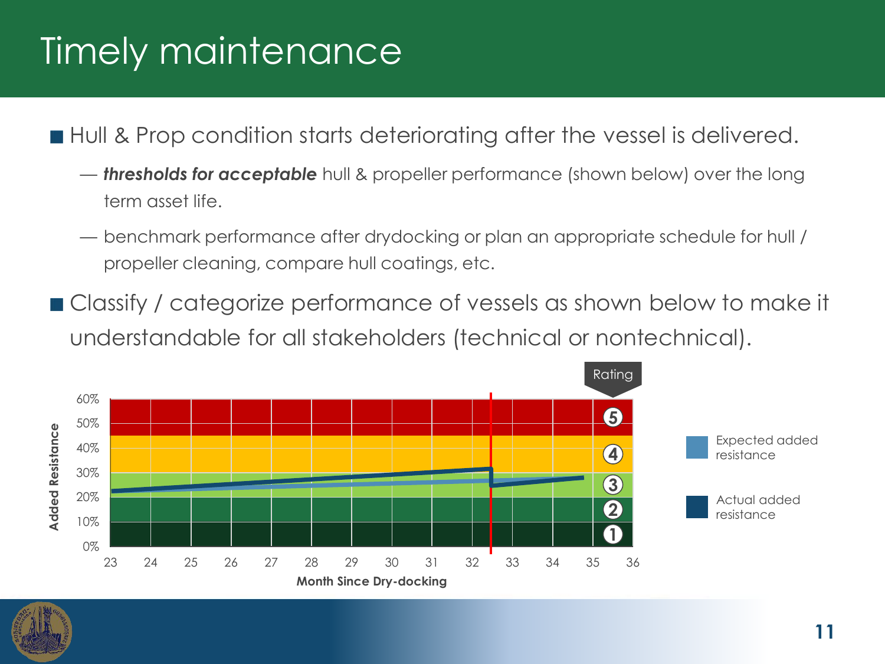# Timely maintenance

- Hull & Prop condition starts deteriorating after the vessel is delivered.
  - — ***thresholds for acceptable*** hull & propeller performance (shown below) over the long term asset life.
  - — benchmark performance after drydocking or plan an appropriate schedule for hull / propeller cleaning, compare hull coatings, etc.
- Classify / categorize performance of vessels as shown below to make it understandable for all stakeholders (technical or nontechnical).

Rating

Added Resistance

60%
50%
40%
30%
20%
10%
0%

⑤
④
③
②
①

23 24 25 26 27 28 29 30 31 32 33 34 35 36

Month Since Dry-docking

Expected added resistance

Actual added resistance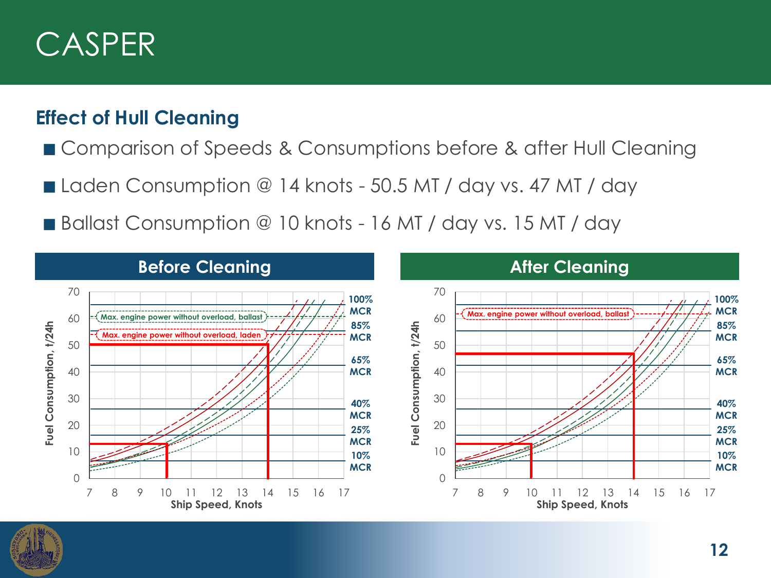# CASPER

## Effect of Hull Cleaning

- Comparison of Speeds & Consumptions before & after Hull Cleaning
- Laden Consumption @ 14 knots - 50.5 MT / day vs. 47 MT / day
- Ballast Consumption @ 10 knots - 16 MT / day vs. 15 MT / day

### Before Cleaning

Max. engine power without overload, ballast

Max. engine power without overload, laden

100% MCR

85% MCR

65% MCR

40% MCR

25% MCR

10% MCR

Fuel Consumption, t/24h

Ship Speed, Knots

### After Cleaning

Max. engine power without overload, ballast

100% MCR

85% MCR

65% MCR

40% MCR

25% MCR

10% MCR

Fuel Consumption, t/24h

Ship Speed, Knots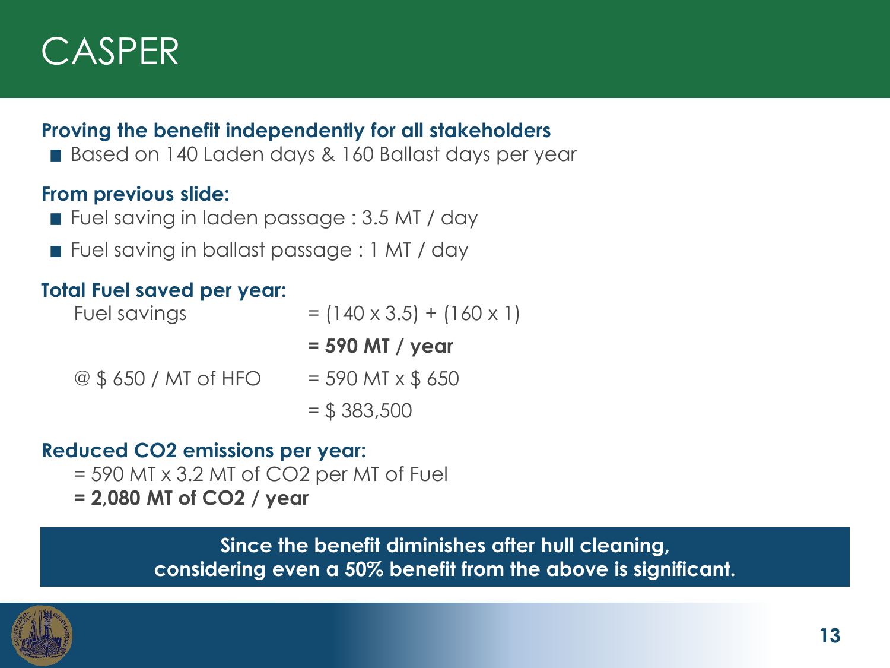# CASPER

**Proving the benefit independently for all stakeholders**

- Based on 140 Laden days & 160 Ballast days per year

**From previous slide:**

- Fuel saving in laden passage : 3.5 MT / day
- Fuel saving in ballast passage : 1 MT / day

**Total Fuel saved per year:**

Fuel savings = (140 x 3.5) + (160 x 1)

**= 590 MT / year**

@ $ 650 / MT of HFO = 590 MT x $ 650

= $ 383,500

**Reduced CO2 emissions per year:**

= 590 MT x 3.2 MT of CO2 per MT of Fuel

**= 2,080 MT of CO2 / year**

**Since the benefit diminishes after hull cleaning, considering even a 50% benefit from the above is significant.**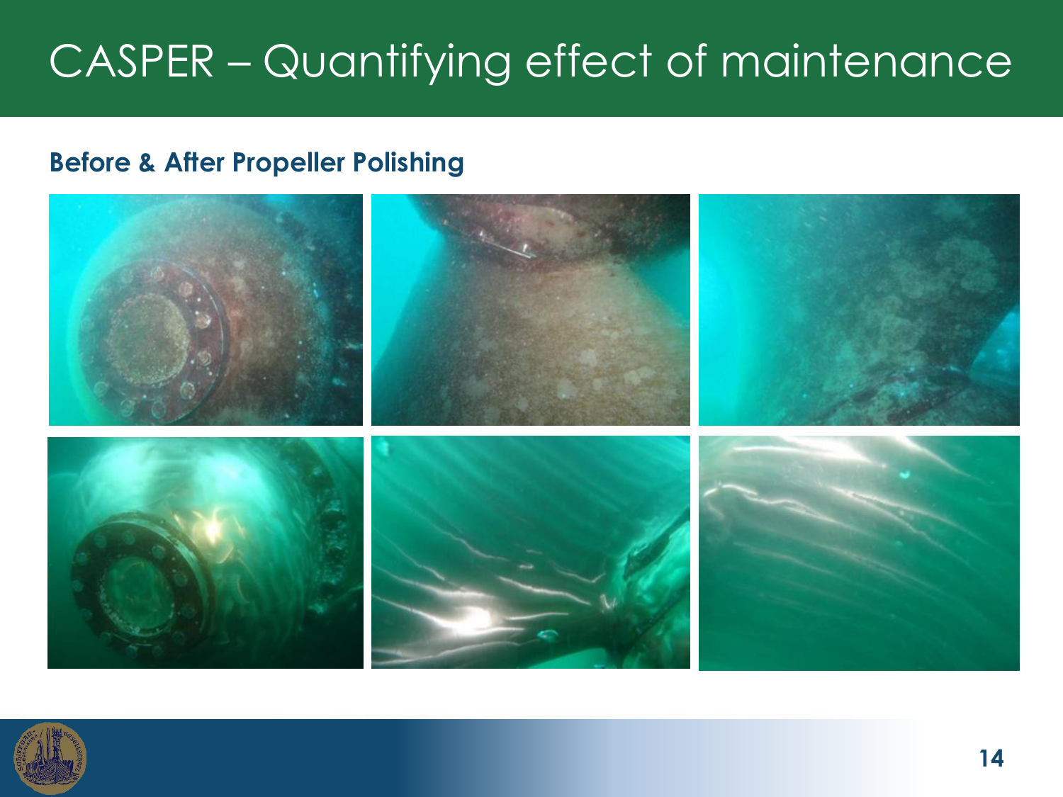# CASPER – Quantifying effect of maintenance

**Before & After Propeller Polishing**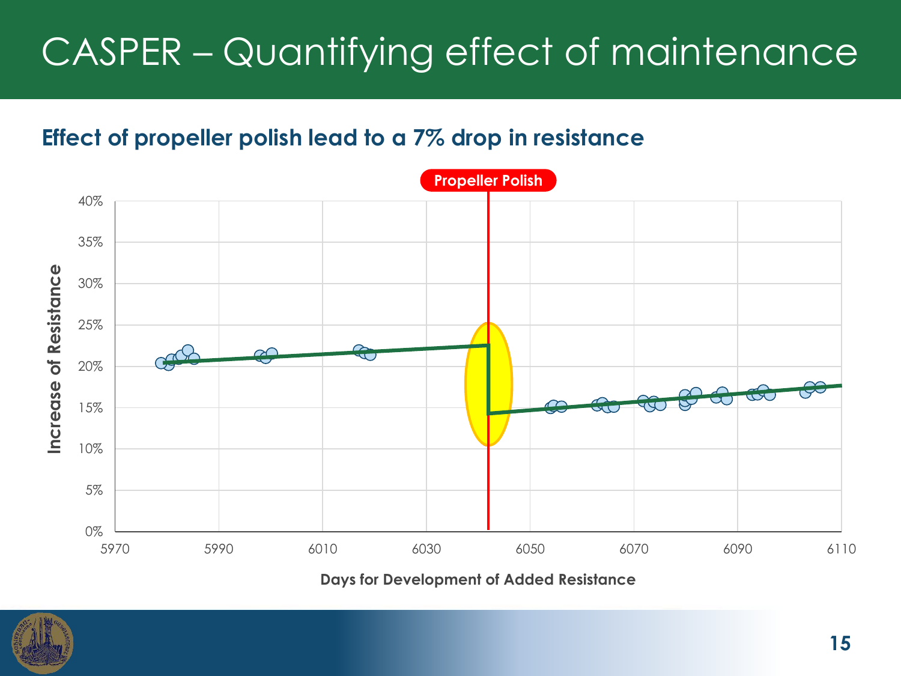# CASPER – Quantifying effect of maintenance

## Effect of propeller polish lead to a 7% drop in resistance

Propeller Polish

Increase of Resistance

40%
35%
30%
25%
20%
15%
10%
5%
0%

5970 5990 6010 6030 6050 6070 6090 6110

Days for Development of Added Resistance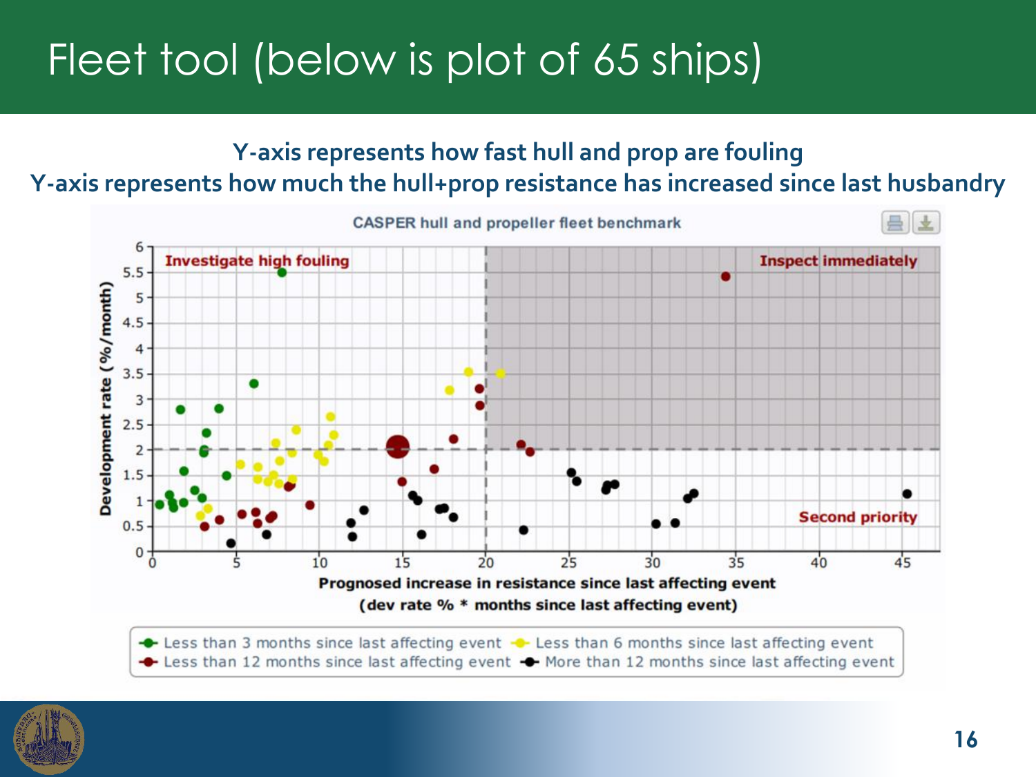# Fleet tool (below is plot of 65 ships)

**Y-axis represents how fast hull and prop are fouling**

**Y-axis represents how much the hull+prop resistance has increased since last husbandry**

CASPER hull and propeller fleet benchmark

Investigate high fouling

Inspect immediately

Second priority

Development rate (%/month)

Prognosed increase in resistance since last affecting event (dev rate % * months since last affecting event)

- Less than 3 months since last affecting event
- Less than 6 months since last affecting event
- Less than 12 months since last affecting event
- More than 12 months since last affecting event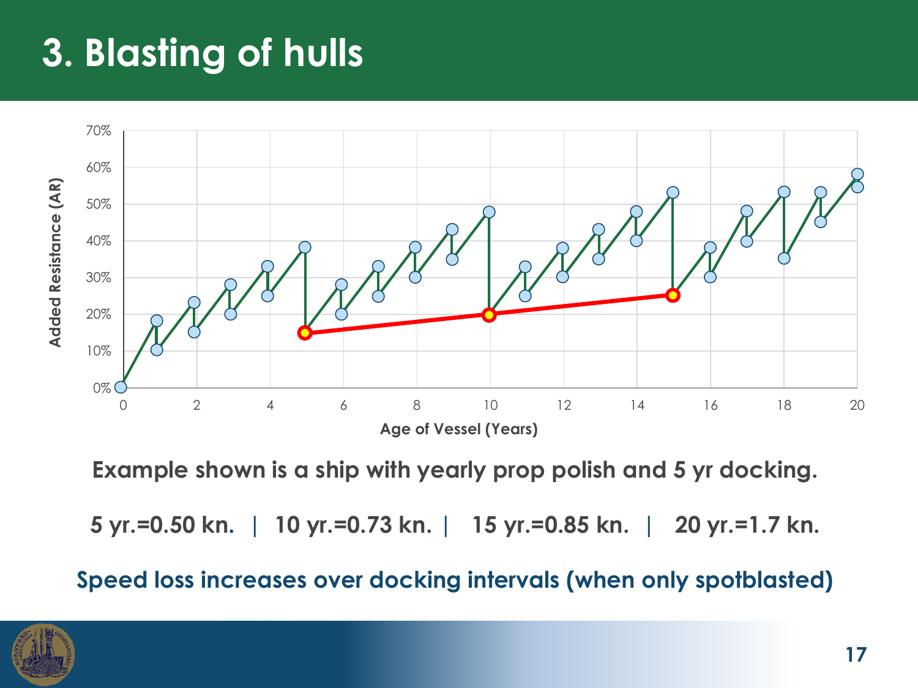# 3. Blasting of hulls

Example shown is a ship with yearly prop polish and 5 yr docking.

5 yr.=0.50 kn. | 10 yr.=0.73 kn. | 15 yr.=0.85 kn. | 20 yr.=1.7 kn.

Speed loss increases over docking intervals (when only spotblasted)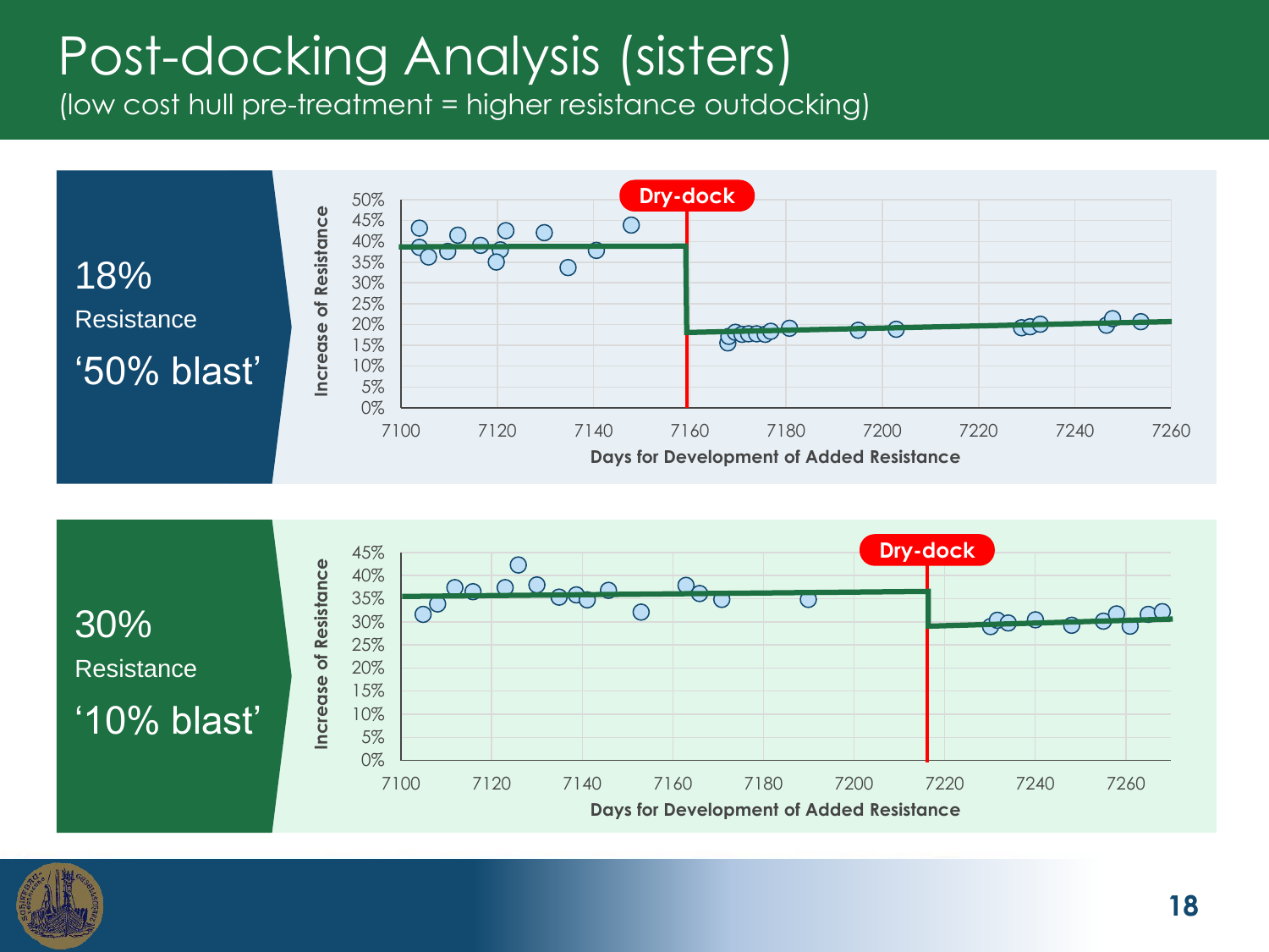# Post-docking Analysis (sisters)

(low cost hull pre-treatment = higher resistance outdocking)

**18%** Resistance
'50% blast'

Dry-dock

Increase of Resistance

Days for Development of Added Resistance

**30%** Resistance
'10% blast'

Dry-dock

Increase of Resistance

Days for Development of Added Resistance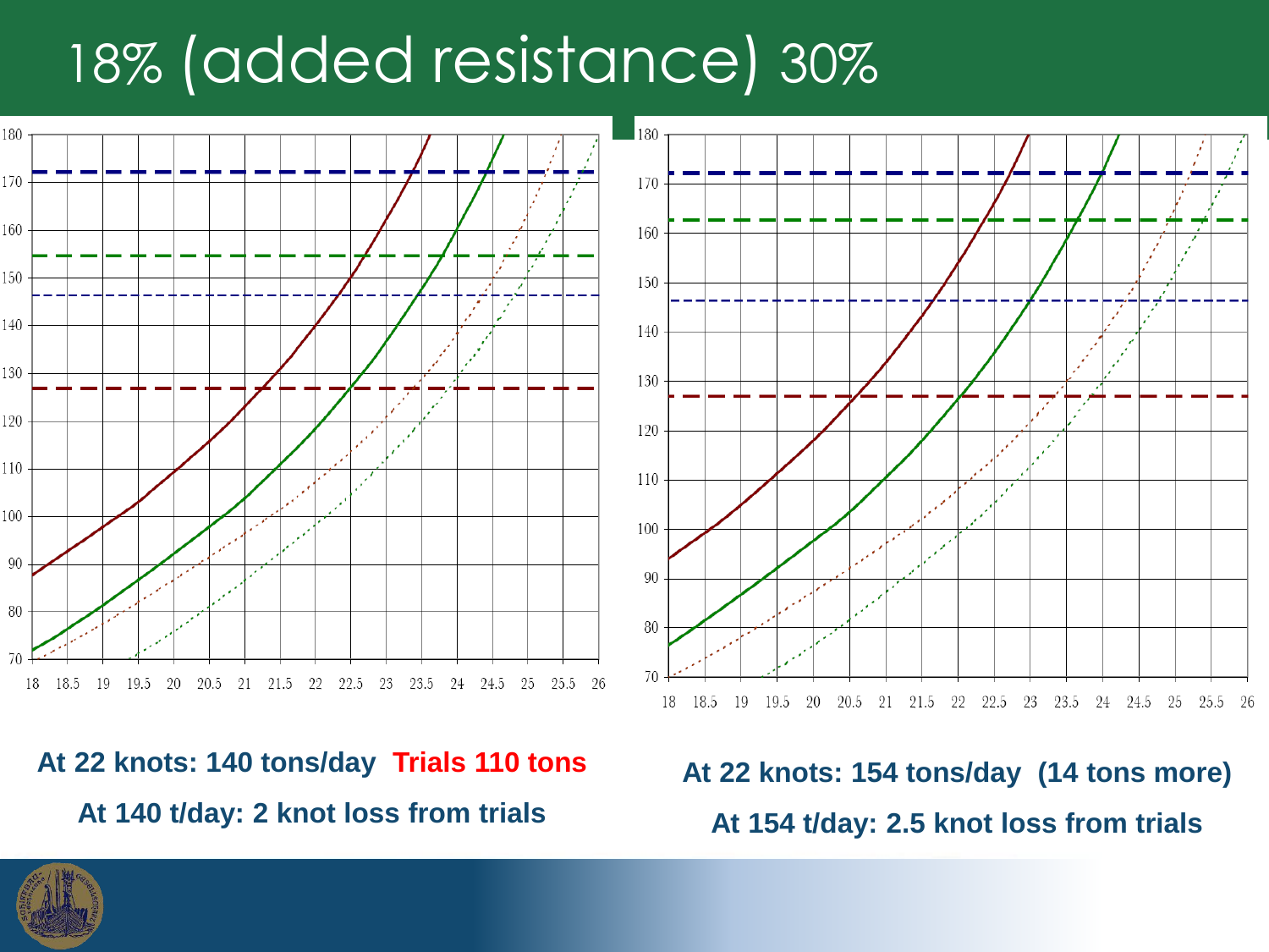# 18% (added resistance) 30%

**At 22 knots: 140 tons/day** **Trials 110 tons**

**At 140 t/day: 2 knot loss from trials**

**At 22 knots: 154 tons/day (14 tons more)**

**At 154 t/day: 2.5 knot loss from trials**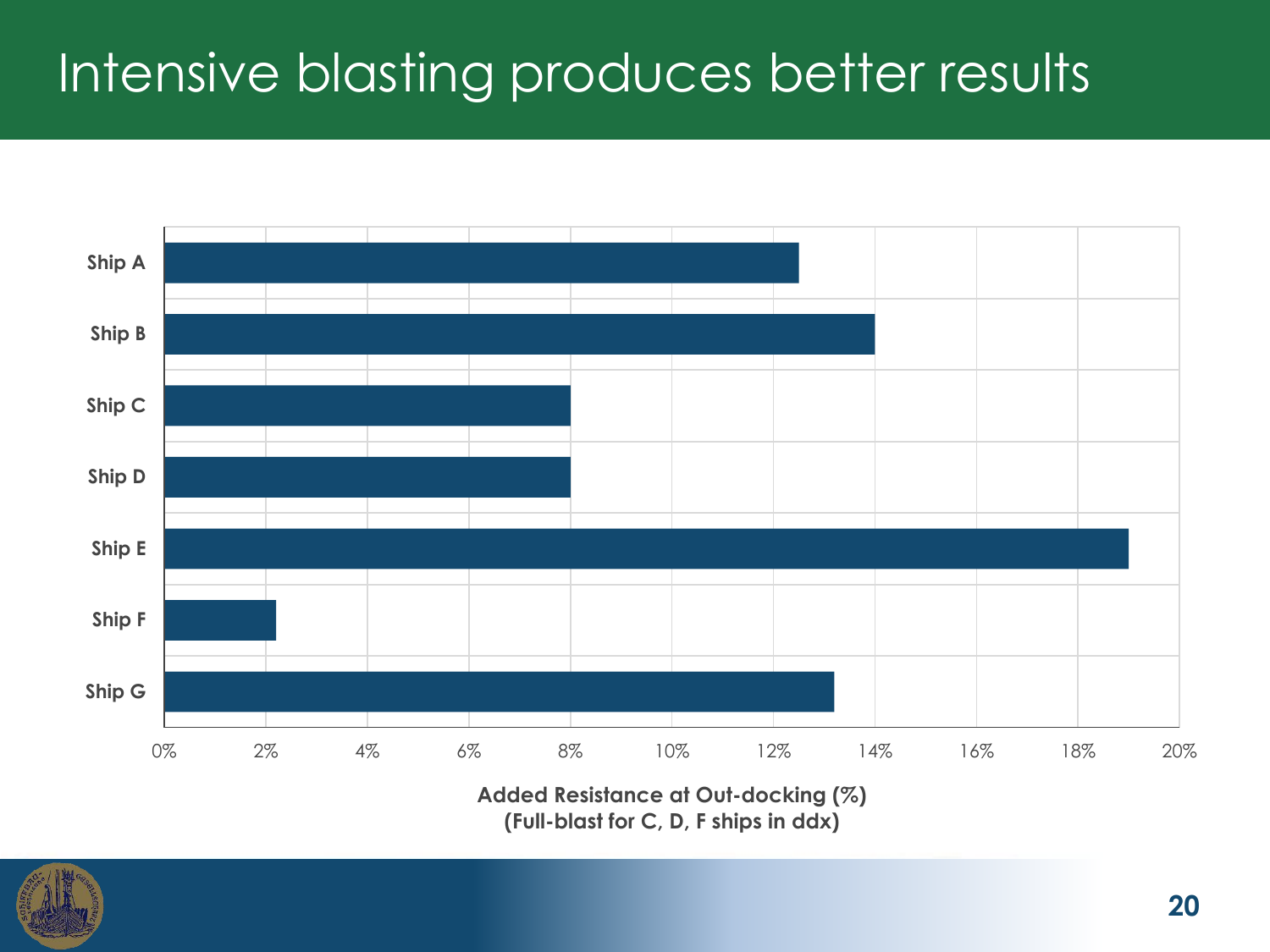# Intensive blasting produces better results

| Ship | Added Resistance at Out-docking (%) |
|---|---|
| Ship A | ~12.5% |
| Ship B | ~14% |
| Ship C | ~8% |
| Ship D | ~8% |
| Ship E | ~19% |
| Ship F | ~2.2% |
| Ship G | ~13.2% |

Added Resistance at Out-docking (%)
(Full-blast for C, D, F ships in ddx)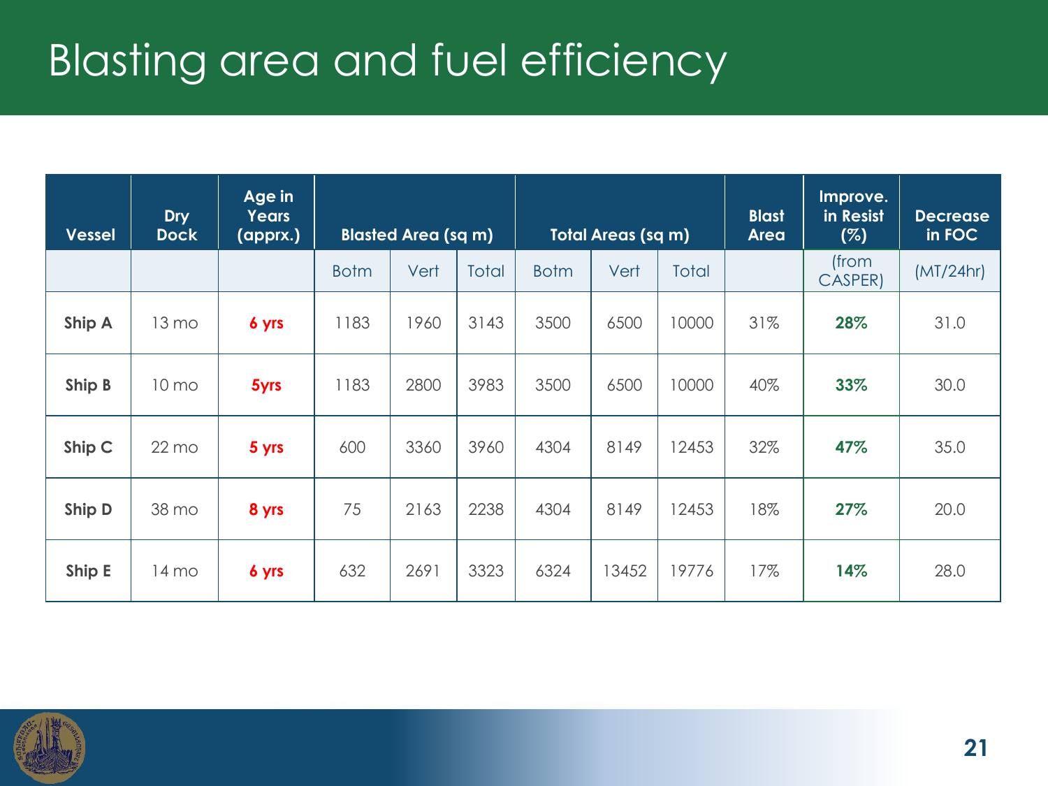# Blasting area and fuel efficiency

| Vessel | Dry Dock | Age in Years (apprx.) | Blasted Area (sq m) | | | Total Areas (sq m) | | | Blast Area | Improve. in Resist (%) | Decrease in FOC |
|---|---|---|---|---|---|---|---|---|---|---|---|
| | | | Botm | Vert | Total | Botm | Vert | Total | | (from CASPER) | (MT/24hr) |
| **Ship A** | 13 mo | **6 yrs** | 1183 | 1960 | 3143 | 3500 | 6500 | 10000 | 31% | **28%** | 31.0 |
| **Ship B** | 10 mo | **5yrs** | 1183 | 2800 | 3983 | 3500 | 6500 | 10000 | 40% | **33%** | 30.0 |
| **Ship C** | 22 mo | **5 yrs** | 600 | 3360 | 3960 | 4304 | 8149 | 12453 | 32% | **47%** | 35.0 |
| **Ship D** | 38 mo | **8 yrs** | 75 | 2163 | 2238 | 4304 | 8149 | 12453 | 18% | **27%** | 20.0 |
| **Ship E** | 14 mo | **6 yrs** | 632 | 2691 | 3323 | 6324 | 13452 | 19776 | 17% | **14%** | 28.0 |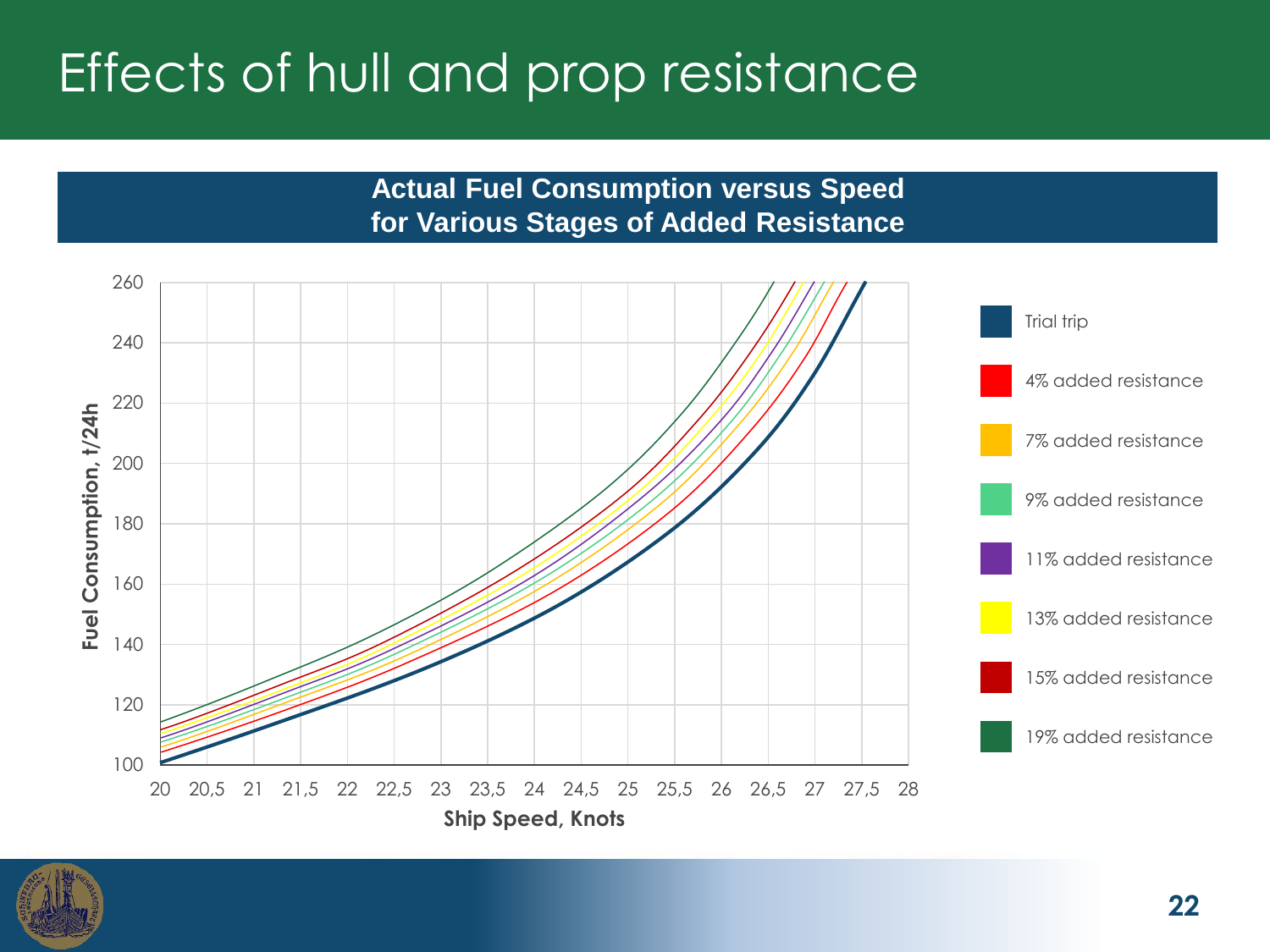# Effects of hull and prop resistance

**Actual Fuel Consumption versus Speed for Various Stages of Added Resistance**

Fuel Consumption, t/24h

Ship Speed, Knots

- Trial trip
- 4% added resistance
- 7% added resistance
- 9% added resistance
- 11% added resistance
- 13% added resistance
- 15% added resistance
- 19% added resistance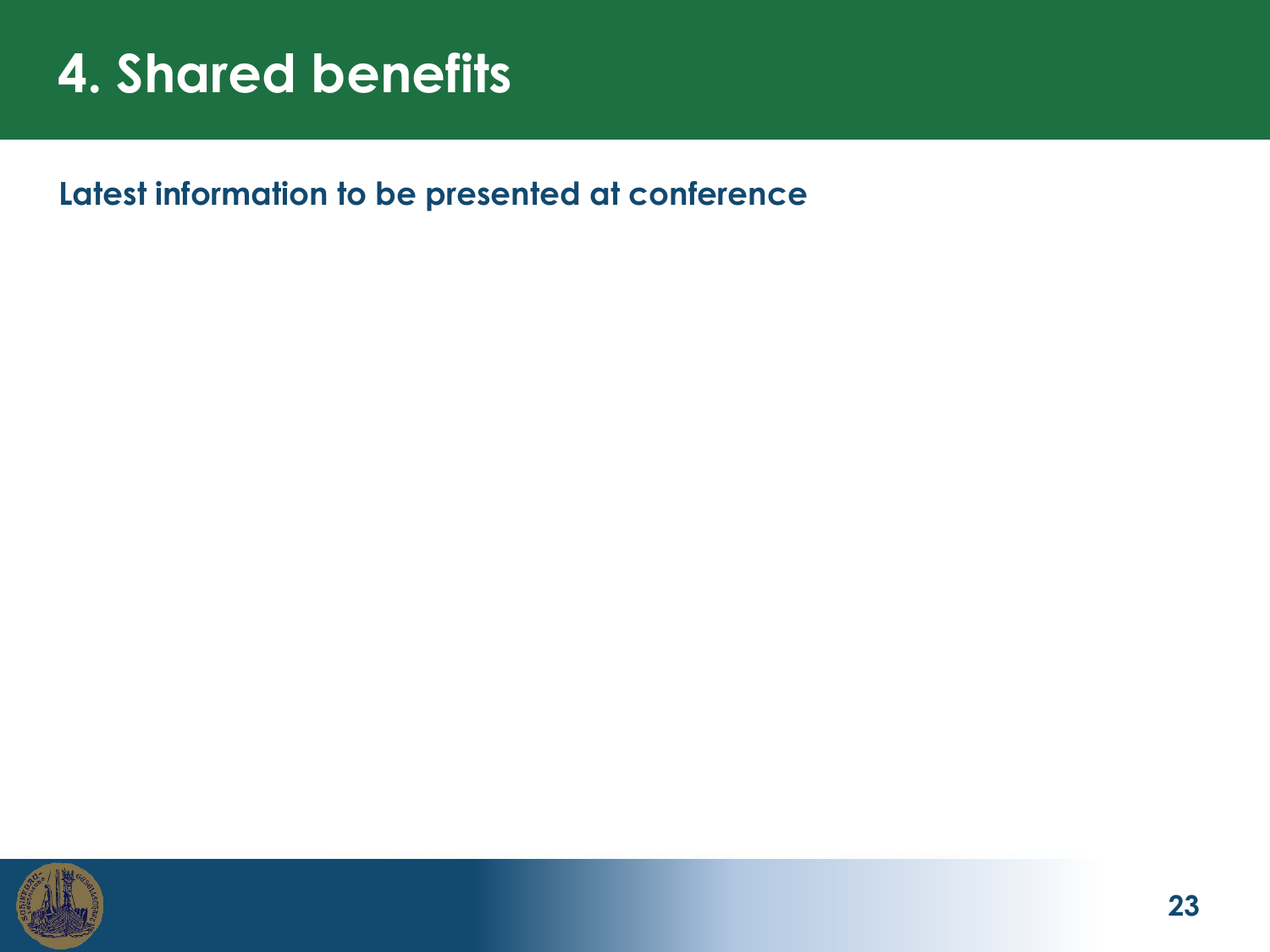# 4. Shared benefits

**Latest information to be presented at conference**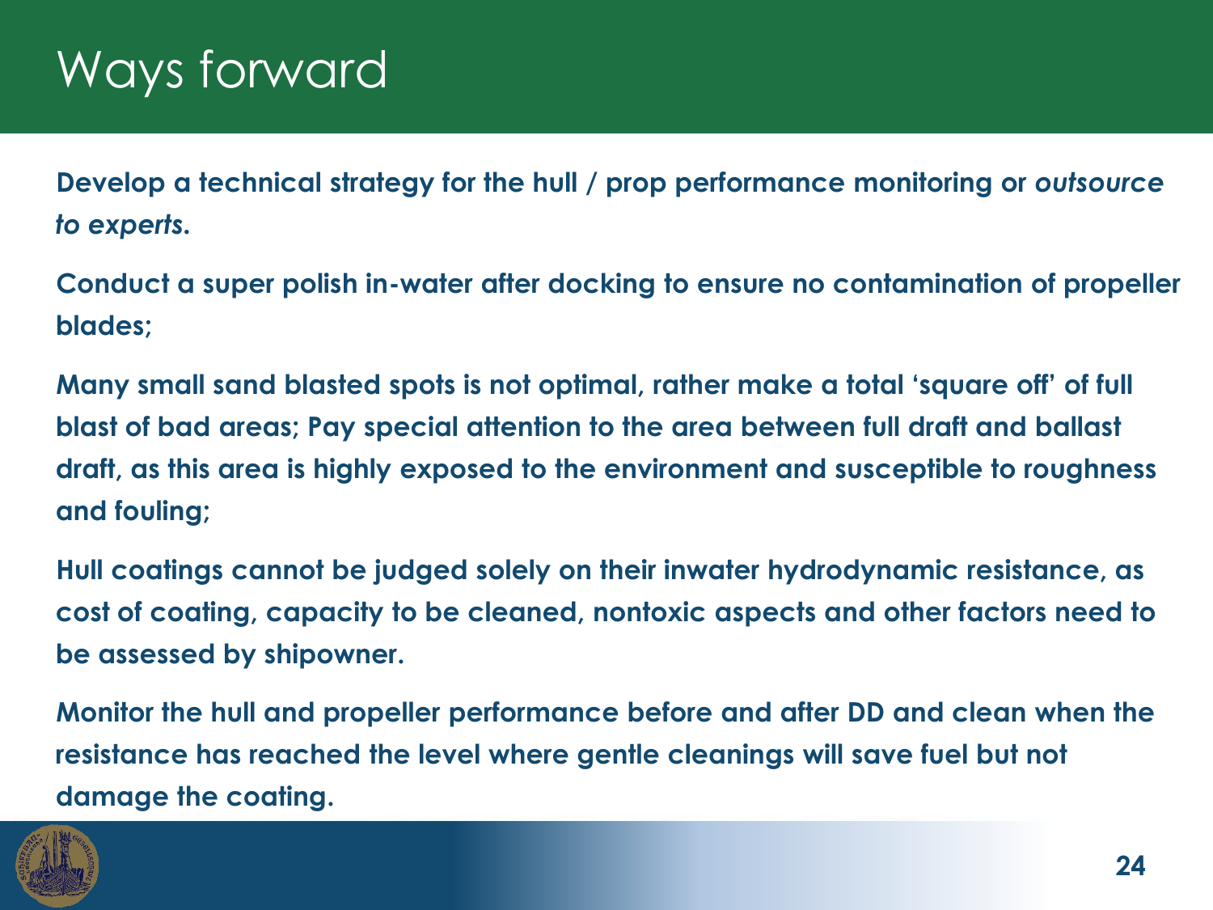# Ways forward

**Develop a technical strategy for the hull / prop performance monitoring or *outsource to experts.***

**Conduct a super polish in-water after docking to ensure no contamination of propeller blades;**

**Many small sand blasted spots is not optimal, rather make a total 'square off' of full blast of bad areas; Pay special attention to the area between full draft and ballast draft, as this area is highly exposed to the environment and susceptible to roughness and fouling;**

**Hull coatings cannot be judged solely on their inwater hydrodynamic resistance, as cost of coating, capacity to be cleaned, nontoxic aspects and other factors need to be assessed by shipowner.**

**Monitor the hull and propeller performance before and after DD and clean when the resistance has reached the level where gentle cleanings will save fuel but not damage the coating.**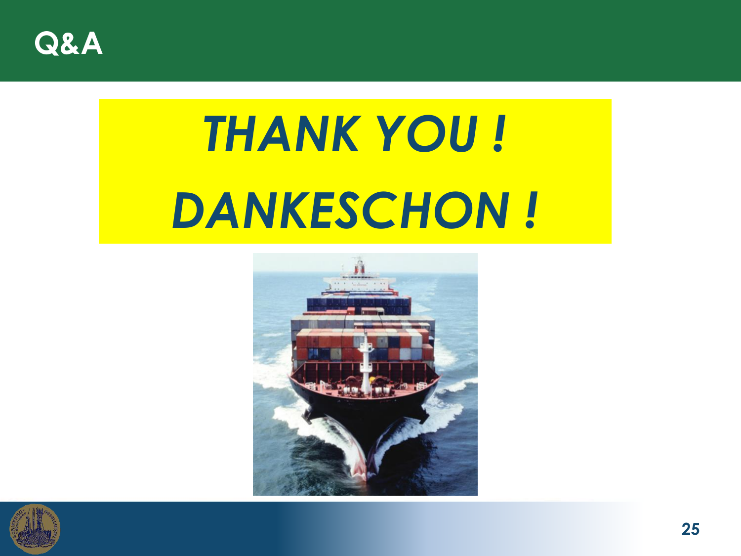# Q&A

***THANK YOU !***

***DANKESCHON !***